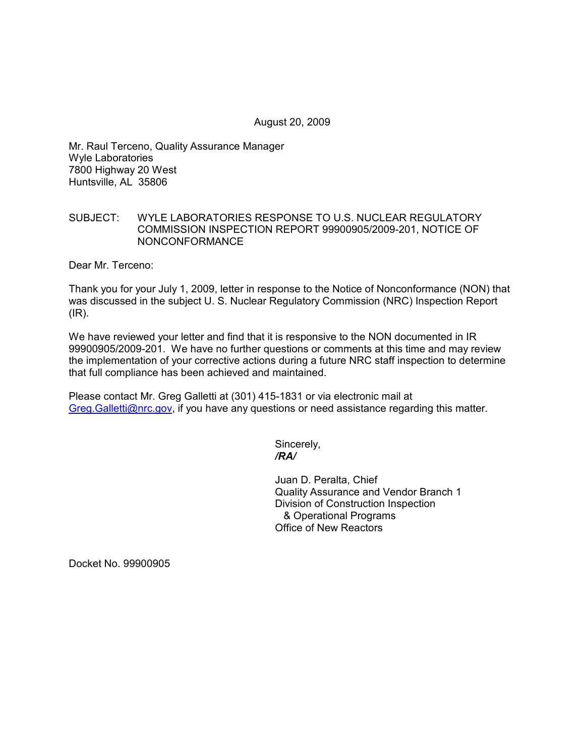August 20, 2009

Mr. Raul Terceno, Quality Assurance Manager
Wyle Laboratories
7800 Highway 20 West
Huntsville, AL 35806

SUBJECT: WYLE LABORATORIES RESPONSE TO U.S. NUCLEAR REGULATORY COMMISSION INSPECTION REPORT 99900905/2009-201, NOTICE OF NONCONFORMANCE

Dear Mr. Terceno:

Thank you for your July 1, 2009, letter in response to the Notice of Nonconformance (NON) that was discussed in the subject U. S. Nuclear Regulatory Commission (NRC) Inspection Report (IR).

We have reviewed your letter and find that it is responsive to the NON documented in IR 99900905/2009-201. We have no further questions or comments at this time and may review the implementation of your corrective actions during a future NRC staff inspection to determine that full compliance has been achieved and maintained.

Please contact Mr. Greg Galletti at (301) 415-1831 or via electronic mail at Greg.Galletti@nrc.gov, if you have any questions or need assistance regarding this matter.

Sincerely,
*/RA/*

Juan D. Peralta, Chief
Quality Assurance and Vendor Branch 1
Division of Construction Inspection
& Operational Programs
Office of New Reactors

Docket No. 99900905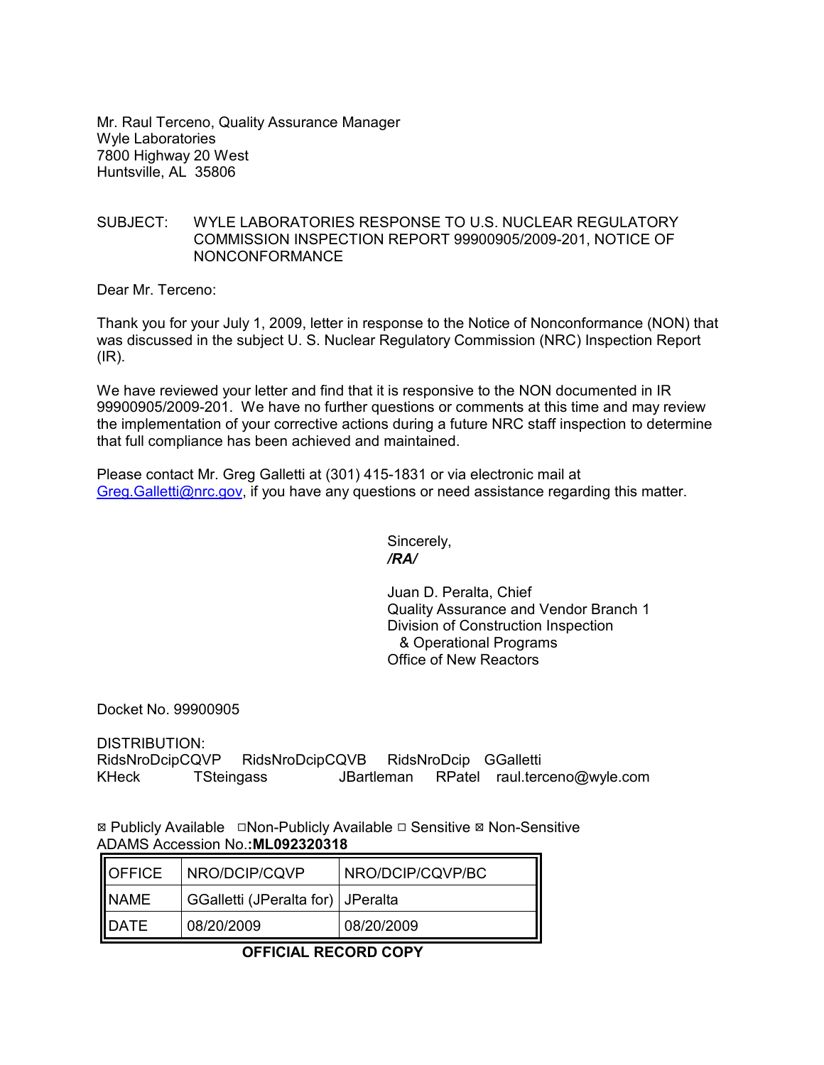Mr. Raul Terceno, Quality Assurance Manager
Wyle Laboratories
7800 Highway 20 West
Huntsville, AL 35806

SUBJECT: WYLE LABORATORIES RESPONSE TO U.S. NUCLEAR REGULATORY COMMISSION INSPECTION REPORT 99900905/2009-201, NOTICE OF NONCONFORMANCE

Dear Mr. Terceno:

Thank you for your July 1, 2009, letter in response to the Notice of Nonconformance (NON) that was discussed in the subject U. S. Nuclear Regulatory Commission (NRC) Inspection Report (IR).

We have reviewed your letter and find that it is responsive to the NON documented in IR 99900905/2009-201. We have no further questions or comments at this time and may review the implementation of your corrective actions during a future NRC staff inspection to determine that full compliance has been achieved and maintained.

Please contact Mr. Greg Galletti at (301) 415-1831 or via electronic mail at Greg.Galletti@nrc.gov, if you have any questions or need assistance regarding this matter.

Sincerely,
*/RA/*

Juan D. Peralta, Chief
Quality Assurance and Vendor Branch 1
Division of Construction Inspection
& Operational Programs
Office of New Reactors

Docket No. 99900905

DISTRIBUTION:
RidsNroDcipCQVP RidsNroDcipCQVB RidsNroDcip GGalletti
KHeck TSteingass JBartleman RPatel raul.terceno@wyle.com

☒ Publicly Available ☐Non-Publicly Available ☐ Sensitive ☒ Non-Sensitive
ADAMS Accession No.:**ML092320318**

| | | |
|---|---|---|
| OFFICE | NRO/DCIP/CQVP | NRO/DCIP/CQVP/BC |
| NAME | GGalletti (JPeralta for) | JPeralta |
| DATE | 08/20/2009 | 08/20/2009 |

**OFFICIAL RECORD COPY**